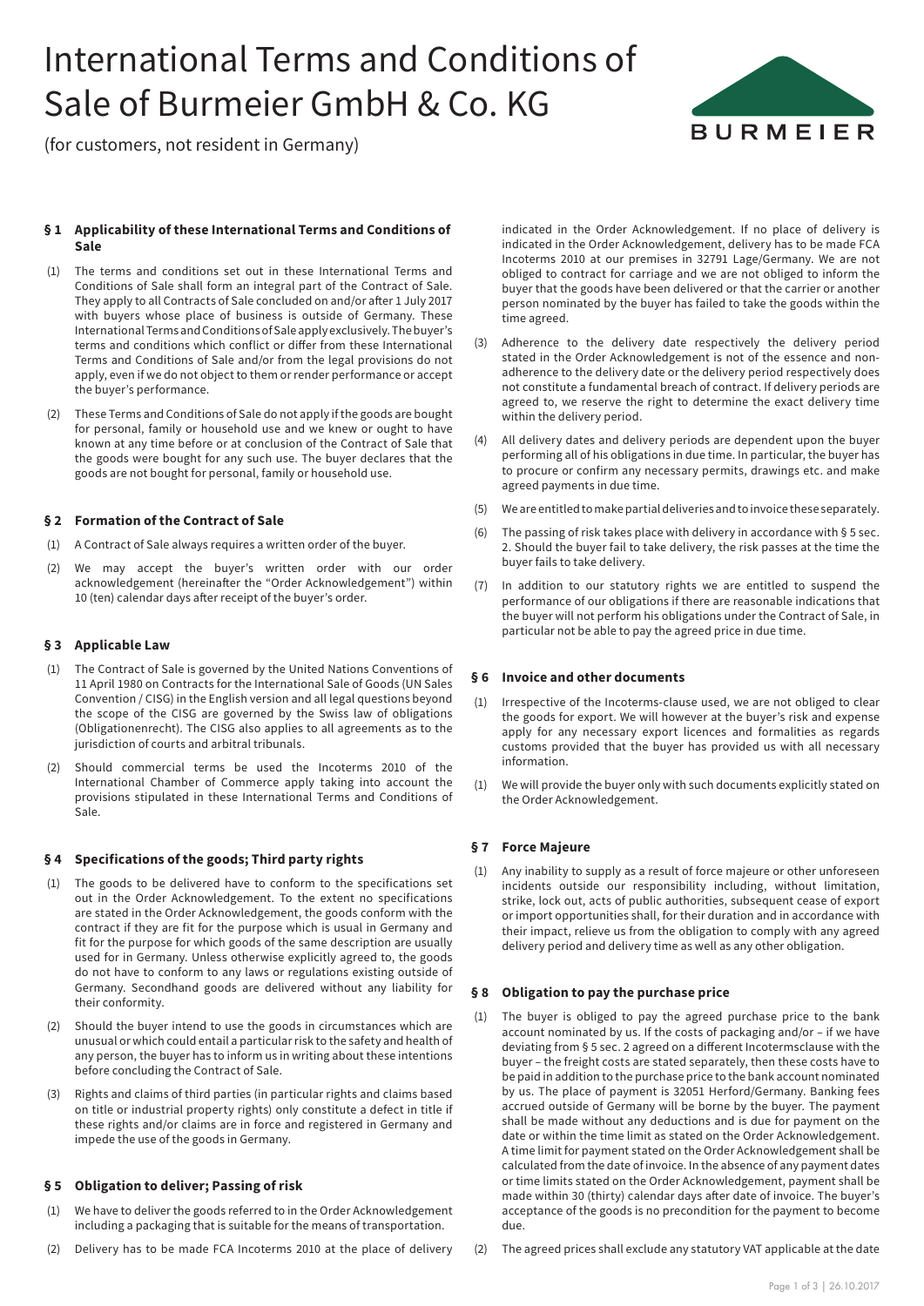# International Terms and Conditions of Sale of Burmeier GmbH & Co. KG

(for customers, not resident in Germany)

## § 1 Applicability of these International Terms and Conditions of Sale

(1) The terms and conditions set out in these International Terms and Conditions of Sale shall form an integral part of the Contract of Sale. They apply to all Contracts of Sale concluded on and/or after 1 July 2017 with buyers whose place of business is outside of Germany. These International Terms and Conditions of Sale apply exclusively. The buyer's terms and conditions which conflict or differ from these International Terms and Conditions of Sale and/or from the legal provisions do not apply, even if we do not object to them or render performance or accept the buyer's performance.

(2) These Terms and Conditions of Sale do not apply if the goods are bought for personal, family or household use and we knew or ought to have known at any time before or at conclusion of the Contract of Sale that the goods were bought for any such use. The buyer declares that the goods are not bought for personal, family or household use.

## § 2 Formation of the Contract of Sale

(1) A Contract of Sale always requires a written order of the buyer.

(2) We may accept the buyer's written order with our order acknowledgement (hereinafter the "Order Acknowledgement") within 10 (ten) calendar days after receipt of the buyer's order.

## § 3 Applicable Law

(1) The Contract of Sale is governed by the United Nations Conventions of 11 April 1980 on Contracts for the International Sale of Goods (UN Sales Convention / CISG) in the English version and all legal questions beyond the scope of the CISG are governed by the Swiss law of obligations (Obligationenrecht). The CISG also applies to all agreements as to the jurisdiction of courts and arbitral tribunals.

(2) Should commercial terms be used the Incoterms 2010 of the International Chamber of Commerce apply taking into account the provisions stipulated in these International Terms and Conditions of Sale.

## § 4 Specifications of the goods; Third party rights

(1) The goods to be delivered have to conform to the specifications set out in the Order Acknowledgement. To the extent no specifications are stated in the Order Acknowledgement, the goods conform with the contract if they are fit for the purpose which is usual in Germany and fit for the purpose for which goods of the same description are usually used for in Germany. Unless otherwise explicitly agreed to, the goods do not have to conform to any laws or regulations existing outside of Germany. Secondhand goods are delivered without any liability for their conformity.

(2) Should the buyer intend to use the goods in circumstances which are unusual or which could entail a particular risk to the safety and health of any person, the buyer has to inform us in writing about these intentions before concluding the Contract of Sale.

(3) Rights and claims of third parties (in particular rights and claims based on title or industrial property rights) only constitute a defect in title if these rights and/or claims are in force and registered in Germany and impede the use of the goods in Germany.

## § 5 Obligation to deliver; Passing of risk

(1) We have to deliver the goods referred to in the Order Acknowledgement including a packaging that is suitable for the means of transportation.

(2) Delivery has to be made FCA Incoterms 2010 at the place of delivery indicated in the Order Acknowledgement. If no place of delivery is indicated in the Order Acknowledgement, delivery has to be made FCA Incoterms 2010 at our premises in 32791 Lage/Germany. We are not obliged to contract for carriage and we are not obliged to inform the buyer that the goods have been delivered or that the carrier or another person nominated by the buyer has failed to take the goods within the time agreed.

(3) Adherence to the delivery date respectively the delivery period stated in the Order Acknowledgement is not of the essence and non-adherence to the delivery date or the delivery period respectively does not constitute a fundamental breach of contract. If delivery periods are agreed to, we reserve the right to determine the exact delivery time within the delivery period.

(4) All delivery dates and delivery periods are dependent upon the buyer performing all of his obligations in due time. In particular, the buyer has to procure or confirm any necessary permits, drawings etc. and make agreed payments in due time.

(5) We are entitled to make partial deliveries and to invoice these separately.

(6) The passing of risk takes place with delivery in accordance with § 5 sec. 2. Should the buyer fail to take delivery, the risk passes at the time the buyer fails to take delivery.

(7) In addition to our statutory rights we are entitled to suspend the performance of our obligations if there are reasonable indications that the buyer will not perform his obligations under the Contract of Sale, in particular not be able to pay the agreed price in due time.

## § 6 Invoice and other documents

(1) Irrespective of the Incoterms-clause used, we are not obliged to clear the goods for export. We will however at the buyer's risk and expense apply for any necessary export licences and formalities as regards customs provided that the buyer has provided us with all necessary information.

(1) We will provide the buyer only with such documents explicitly stated on the Order Acknowledgement.

## § 7 Force Majeure

(1) Any inability to supply as a result of force majeure or other unforeseen incidents outside our responsibility including, without limitation, strike, lock out, acts of public authorities, subsequent cease of export or import opportunities shall, for their duration and in accordance with their impact, relieve us from the obligation to comply with any agreed delivery period and delivery time as well as any other obligation.

## § 8 Obligation to pay the purchase price

(1) The buyer is obliged to pay the agreed purchase price to the bank account nominated by us. If the costs of packaging and/or – if we have deviating from § 5 sec. 2 agreed on a different Incotermsclause with the buyer – the freight costs are stated separately, then these costs have to be paid in addition to the purchase price to the bank account nominated by us. The place of payment is 32051 Herford/Germany. Banking fees accrued outside of Germany will be borne by the buyer. The payment shall be made without any deductions and is due for payment on the date or within the time limit as stated on the Order Acknowledgement. A time limit for payment stated on the Order Acknowledgement shall be calculated from the date of invoice. In the absence of any payment dates or time limits stated on the Order Acknowledgement, payment shall be made within 30 (thirty) calendar days after date of invoice. The buyer's acceptance of the goods is no precondition for the payment to become due.

(2) The agreed prices shall exclude any statutory VAT applicable at the date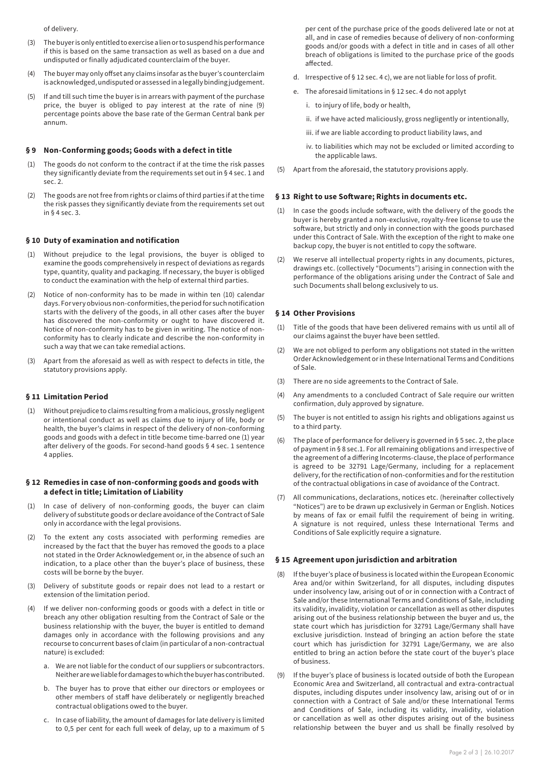of delivery.

(3) The buyer is only entitled to exercise a lien or to suspend his performance if this is based on the same transaction as well as based on a due and undisputed or finally adjudicated counterclaim of the buyer.

(4) The buyer may only offset any claims insofar as the buyer's counterclaim is acknowledged, undisputed or assessed in a legally binding judgement.

(5) If and till such time the buyer is in arrears with payment of the purchase price, the buyer is obliged to pay interest at the rate of nine (9) percentage points above the base rate of the German Central bank per annum.

## § 9 Non-Conforming goods; Goods with a defect in title

(1) The goods do not conform to the contract if at the time the risk passes they significantly deviate from the requirements set out in § 4 sec. 1 and sec. 2.

(2) The goods are not free from rights or claims of third parties if at the time the risk passes they significantly deviate from the requirements set out in § 4 sec. 3.

## § 10 Duty of examination and notification

(1) Without prejudice to the legal provisions, the buyer is obliged to examine the goods comprehensively in respect of deviations as regards type, quantity, quality and packaging. If necessary, the buyer is obliged to conduct the examination with the help of external third parties.

(2) Notice of non-conformity has to be made in within ten (10) calendar days. For very obvious non-conformities, the period for such notification starts with the delivery of the goods, in all other cases after the buyer has discovered the non-conformity or ought to have discovered it. Notice of non-conformity has to be given in writing. The notice of non-conformity has to clearly indicate and describe the non-conformity in such a way that we can take remedial actions.

(3) Apart from the aforesaid as well as with respect to defects in title, the statutory provisions apply.

## § 11 Limitation Period

(1) Without prejudice to claims resulting from a malicious, grossly negligent or intentional conduct as well as claims due to injury of life, body or health, the buyer's claims in respect of the delivery of non-conforming goods and goods with a defect in title become time-barred one (1) year after delivery of the goods. For second-hand goods § 4 sec. 1 sentence 4 applies.

## § 12 Remedies in case of non-conforming goods and goods with a defect in title; Limitation of Liability

(1) In case of delivery of non-conforming goods, the buyer can claim delivery of substitute goods or declare avoidance of the Contract of Sale only in accordance with the legal provisions.

(2) To the extent any costs associated with performing remedies are increased by the fact that the buyer has removed the goods to a place not stated in the Order Acknowledgement or, in the absence of such an indication, to a place other than the buyer's place of business, these costs will be borne by the buyer.

(3) Delivery of substitute goods or repair does not lead to a restart or extension of the limitation period.

(4) If we deliver non-conforming goods or goods with a defect in title or breach any other obligation resulting from the Contract of Sale or the business relationship with the buyer, the buyer is entitled to demand damages only in accordance with the following provisions and any recourse to concurrent bases of claim (in particular of a non-contractual nature) is excluded:

   a. We are not liable for the conduct of our suppliers or subcontractors. Neither are we liable for damages to which the buyer has contributed.

   b. The buyer has to prove that either our directors or employees or other members of staff have deliberately or negligently breached contractual obligations owed to the buyer.

   c. In case of liability, the amount of damages for late delivery is limited to 0,5 per cent for each full week of delay, up to a maximum of 5 per cent of the purchase price of the goods delivered late or not at all, and in case of remedies because of delivery of non-conforming goods and/or goods with a defect in title and in cases of all other breach of obligations is limited to the purchase price of the goods affected.

   d. Irrespective of § 12 sec. 4 c), we are not liable for loss of profit.

   e. The aforesaid limitations in § 12 sec. 4 do not applyt

      i. to injury of life, body or health,

      ii. if we have acted maliciously, gross negligently or intentionally,

      iii. if we are liable according to product liability laws, and

      iv. to liabilities which may not be excluded or limited according to the applicable laws.

(5) Apart from the aforesaid, the statutory provisions apply.

## § 13 Right to use Software; Rights in documents etc.

(1) In case the goods include software, with the delivery of the goods the buyer is hereby granted a non-exclusive, royalty-free license to use the software, but strictly and only in connection with the goods purchased under this Contract of Sale. With the exception of the right to make one backup copy, the buyer is not entitled to copy the software.

(2) We reserve all intellectual property rights in any documents, pictures, drawings etc. (collectively "Documents") arising in connection with the performance of the obligations arising under the Contract of Sale and such Documents shall belong exclusively to us.

## § 14 Other Provisions

(1) Title of the goods that have been delivered remains with us until all of our claims against the buyer have been settled.

(2) We are not obliged to perform any obligations not stated in the written Order Acknowledgement or in these International Terms and Conditions of Sale.

(3) There are no side agreements to the Contract of Sale.

(4) Any amendments to a concluded Contract of Sale require our written confirmation, duly approved by signature.

(5) The buyer is not entitled to assign his rights and obligations against us to a third party.

(6) The place of performance for delivery is governed in § 5 sec. 2, the place of payment in § 8 sec.1. For all remaining obligations and irrespective of the agreement of a differing Incoterms-clause, the place of performance is agreed to be 32791 Lage/Germany, including for a replacement delivery, for the rectification of non-conformities and for the restitution of the contractual obligations in case of avoidance of the Contract.

(7) All communications, declarations, notices etc. (hereinafter collectively "Notices") are to be drawn up exclusively in German or English. Notices by means of fax or email fulfil the requirement of being in writing. A signature is not required, unless these International Terms and Conditions of Sale explicitly require a signature.

## § 15 Agreement upon jurisdiction and arbitration

(8) If the buyer's place of business is located within the European Economic Area and/or within Switzerland, for all disputes, including disputes under insolvency law, arising out of or in connection with a Contract of Sale and/or these International Terms and Conditions of Sale, including its validity, invalidity, violation or cancellation as well as other disputes arising out of the business relationship between the buyer and us, the state court which has jurisdiction for 32791 Lage/Germany shall have exclusive jurisdiction. Instead of bringing an action before the state court which has jurisdiction for 32791 Lage/Germany, we are also entitled to bring an action before the state court of the buyer's place of business.

(9) If the buyer's place of business is located outside of both the European Economic Area and Switzerland, all contractual and extra-contractual disputes, including disputes under insolvency law, arising out of or in connection with a Contract of Sale and/or these International Terms and Conditions of Sale, including its validity, invalidity, violation or cancellation as well as other disputes arising out of the business relationship between the buyer and us shall be finally resolved by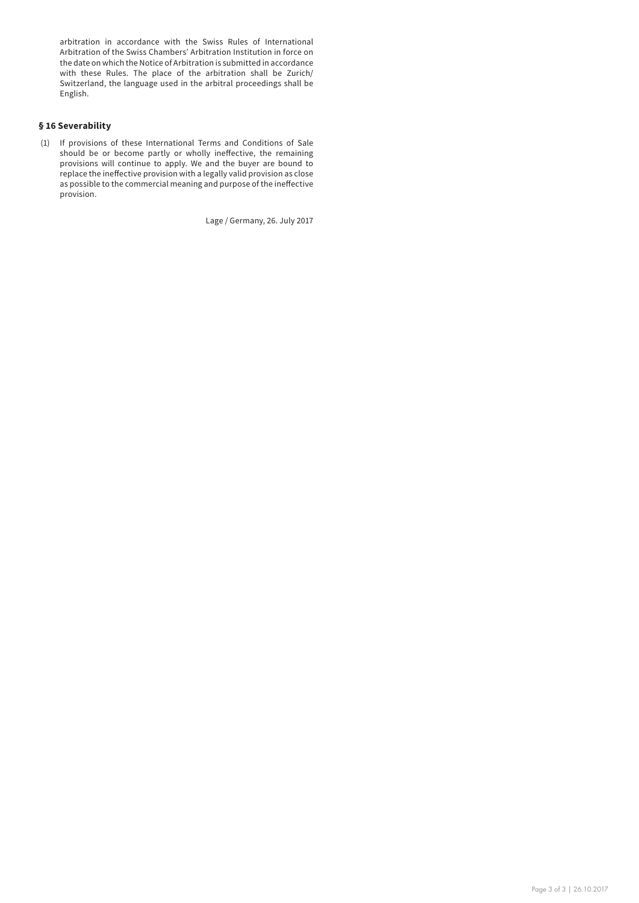arbitration in accordance with the Swiss Rules of International Arbitration of the Swiss Chambers' Arbitration Institution in force on the date on which the Notice of Arbitration is submitted in accordance with these Rules. The place of the arbitration shall be Zurich/ Switzerland, the language used in the arbitral proceedings shall be English.

## § 16 Severability

(1) If provisions of these International Terms and Conditions of Sale should be or become partly or wholly ineffective, the remaining provisions will continue to apply. We and the buyer are bound to replace the ineffective provision with a legally valid provision as close as possible to the commercial meaning and purpose of the ineffective provision.

Lage / Germany, 26. July 2017